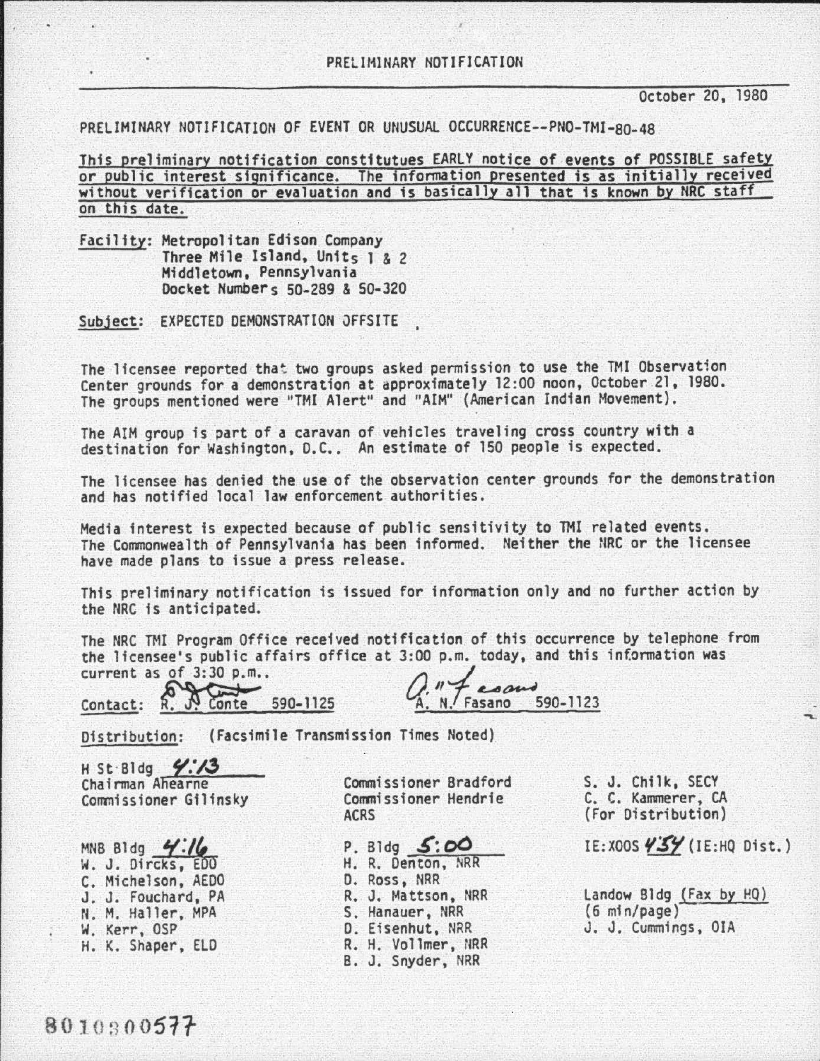PRELIMINARY NOTIFICATION

October 20, 1980

PRELIMINARY NOTIFICATION OF EVENT OR UNUSUAL OCCURRENCE--PNO-TMI-80-48

This preliminary notification constitutues EARLY notice of events of POSSIBLE safety or public interest significance. The information presented is as initially received without verification or evaluation and is basically all that is known by NRC staff on this date.

Facility: Metropolitan Edison Company
Three Mile Island, Units 1 & 2
Middletown, Pennsylvania
Docket Numbers 50-289 & 50-320

Subject: EXPECTED DEMONSTRATION OFFSITE

The licensee reported that two groups asked permission to use the TMI Observation Center grounds for a demonstration at approximately 12:00 noon, October 21, 1980. The groups mentioned were "TMI Alert" and "AIM" (American Indian Movement).

The AIM group is part of a caravan of vehicles traveling cross country with a destination for Washington, D.C.. An estimate of 150 people is expected.

The licensee has denied the use of the observation center grounds for the demonstration and has notified local law enforcement authorities.

Media interest is expected because of public sensitivity to TMI related events. The Commonwealth of Pennsylvania has been informed. Neither the NRC or the licensee have made plans to issue a press release.

This preliminary notification is issued for information only and no further action by the NRC is anticipated.

The NRC TMI Program Office received notification of this occurrence by telephone from the licensee's public affairs office at 3:00 p.m. today, and this information was current as of 3:30 p.m..

Contact: R. J. Conte 590-1125 A. N. Fasano 590-1123

Distribution: (Facsimile Transmission Times Noted)

H St Bldg 4:13
Chairman Ahearne
Commissioner Gilinsky

Commissioner Bradford
Commissioner Hendrie
ACRS

S. J. Chilk, SECY
C. C. Kammerer, CA
(For Distribution)

MNB Bldg 4:16
W. J. Dircks, EDO
C. Michelson, AEDO
J. J. Fouchard, PA
N. M. Haller, MPA
W. Kerr, OSP
H. K. Shaper, ELD

P. Bldg 5:00
H. R. Denton, NRR
D. Ross, NRR
R. J. Mattson, NRR
S. Hanauer, NRR
D. Eisenhut, NRR
R. H. Vollmer, NRR
B. J. Snyder, NRR

IE:XOOS 4:54 (IE:HQ Dist.)

Landow Bldg (Fax by HQ)
(6 min/page)
J. J. Cummings, OIA

8010300577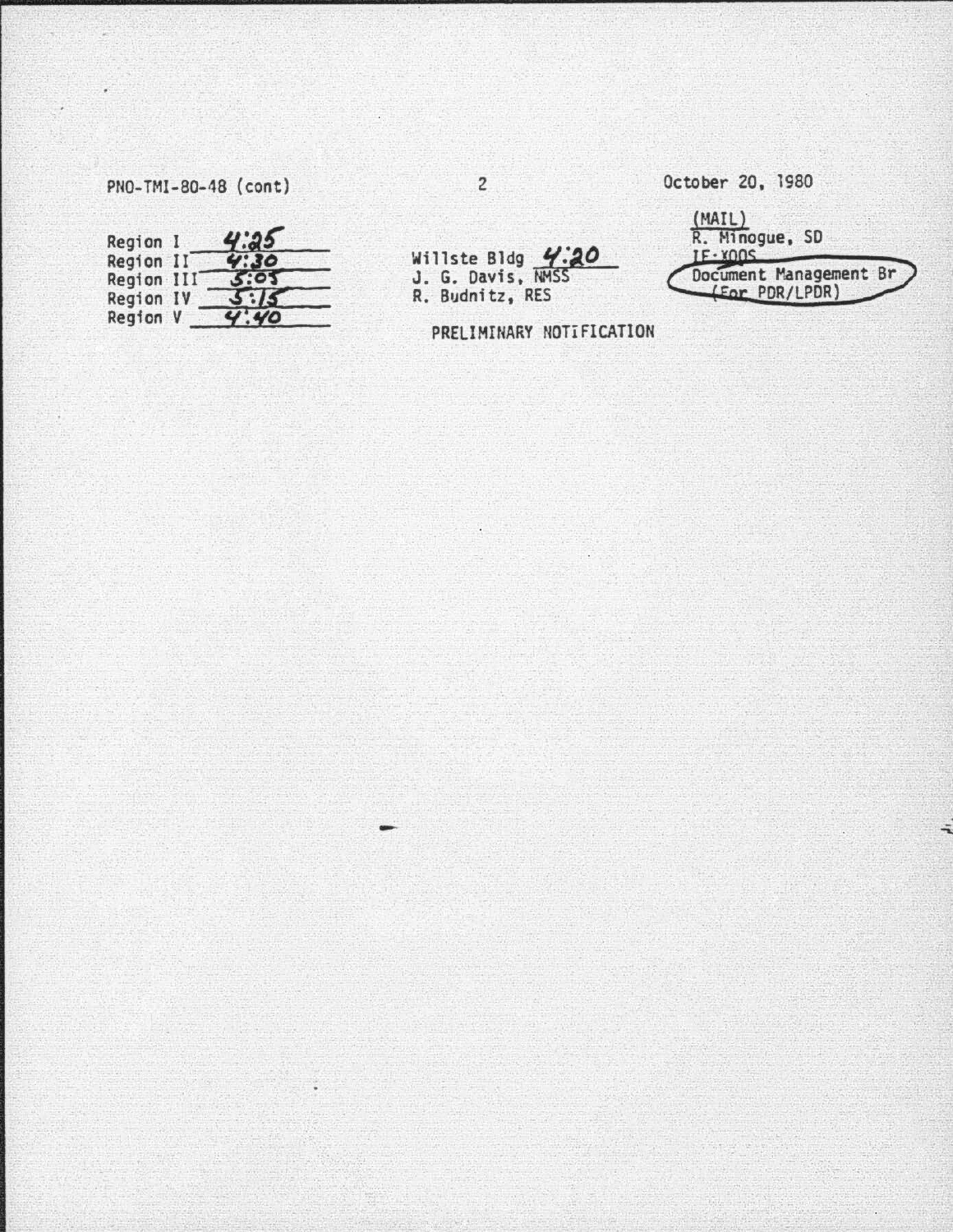PNO-TMI-80-48 (cont) 2 October 20, 1980

Region I 4:25
Region II 4:30
Region III 5:05
Region IV 5:15
Region V 4:40

Willste Bldg 4:20
J. G. Davis, NMSS
R. Budnitz, RES

(MAIL)
R. Minogue, SD
IE:XOOS
Document Management Br
(For PDR/LPDR)

PRELIMINARY NOTIFICATION